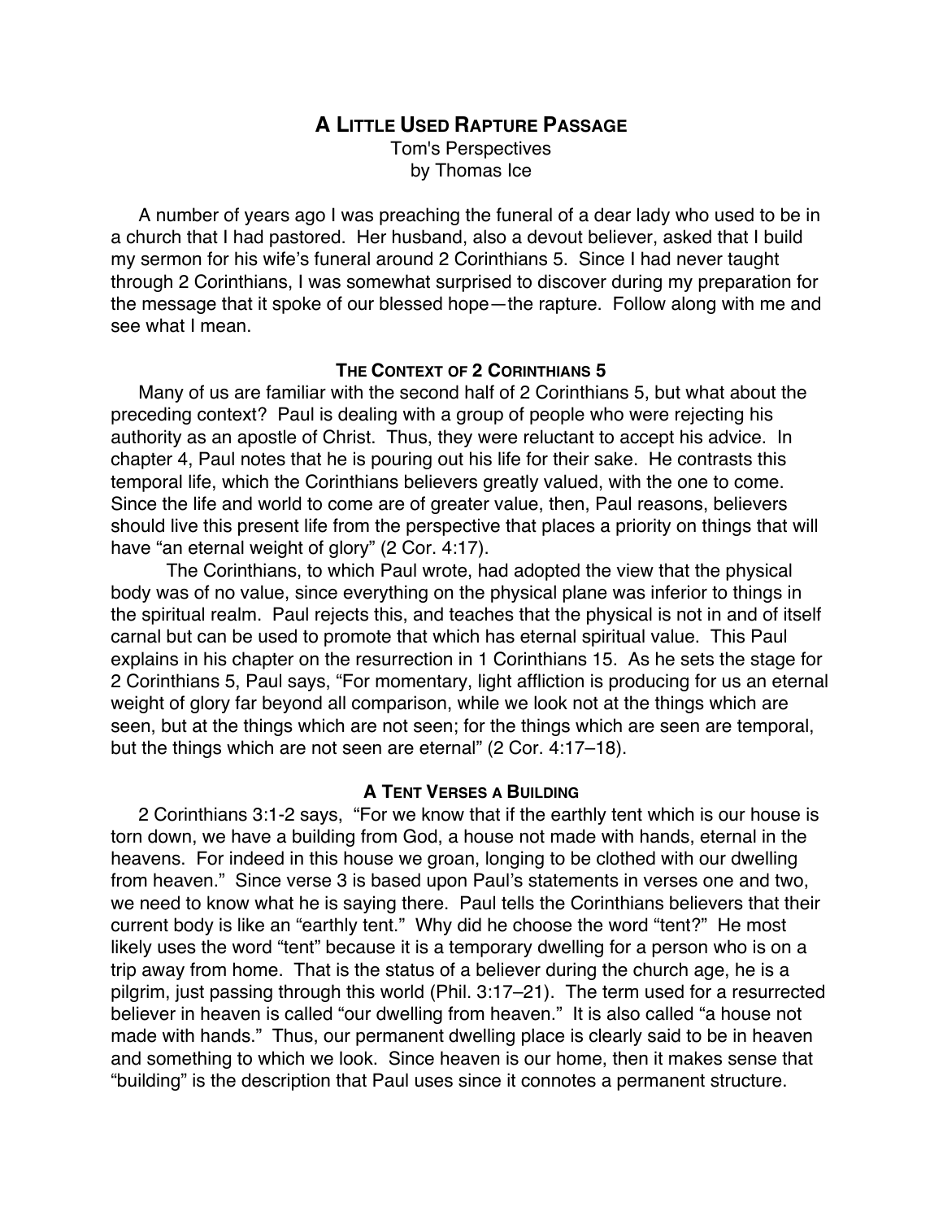# A Little Used Rapture Passage

Tom's Perspectives
by Thomas Ice

A number of years ago I was preaching the funeral of a dear lady who used to be in a church that I had pastored. Her husband, also a devout believer, asked that I build my sermon for his wife's funeral around 2 Corinthians 5. Since I had never taught through 2 Corinthians, I was somewhat surprised to discover during my preparation for the message that it spoke of our blessed hope—the rapture. Follow along with me and see what I mean.

## The Context of 2 Corinthians 5

Many of us are familiar with the second half of 2 Corinthians 5, but what about the preceding context? Paul is dealing with a group of people who were rejecting his authority as an apostle of Christ. Thus, they were reluctant to accept his advice. In chapter 4, Paul notes that he is pouring out his life for their sake. He contrasts this temporal life, which the Corinthians believers greatly valued, with the one to come. Since the life and world to come are of greater value, then, Paul reasons, believers should live this present life from the perspective that places a priority on things that will have "an eternal weight of glory" (2 Cor. 4:17).

The Corinthians, to which Paul wrote, had adopted the view that the physical body was of no value, since everything on the physical plane was inferior to things in the spiritual realm. Paul rejects this, and teaches that the physical is not in and of itself carnal but can be used to promote that which has eternal spiritual value. This Paul explains in his chapter on the resurrection in 1 Corinthians 15. As he sets the stage for 2 Corinthians 5, Paul says, "For momentary, light affliction is producing for us an eternal weight of glory far beyond all comparison, while we look not at the things which are seen, but at the things which are not seen; for the things which are seen are temporal, but the things which are not seen are eternal" (2 Cor. 4:17–18).

## A Tent Verses a Building

2 Corinthians 3:1-2 says, "For we know that if the earthly tent which is our house is torn down, we have a building from God, a house not made with hands, eternal in the heavens. For indeed in this house we groan, longing to be clothed with our dwelling from heaven." Since verse 3 is based upon Paul's statements in verses one and two, we need to know what he is saying there. Paul tells the Corinthians believers that their current body is like an "earthly tent." Why did he choose the word "tent?" He most likely uses the word "tent" because it is a temporary dwelling for a person who is on a trip away from home. That is the status of a believer during the church age, he is a pilgrim, just passing through this world (Phil. 3:17–21). The term used for a resurrected believer in heaven is called "our dwelling from heaven." It is also called "a house not made with hands." Thus, our permanent dwelling place is clearly said to be in heaven and something to which we look. Since heaven is our home, then it makes sense that "building" is the description that Paul uses since it connotes a permanent structure.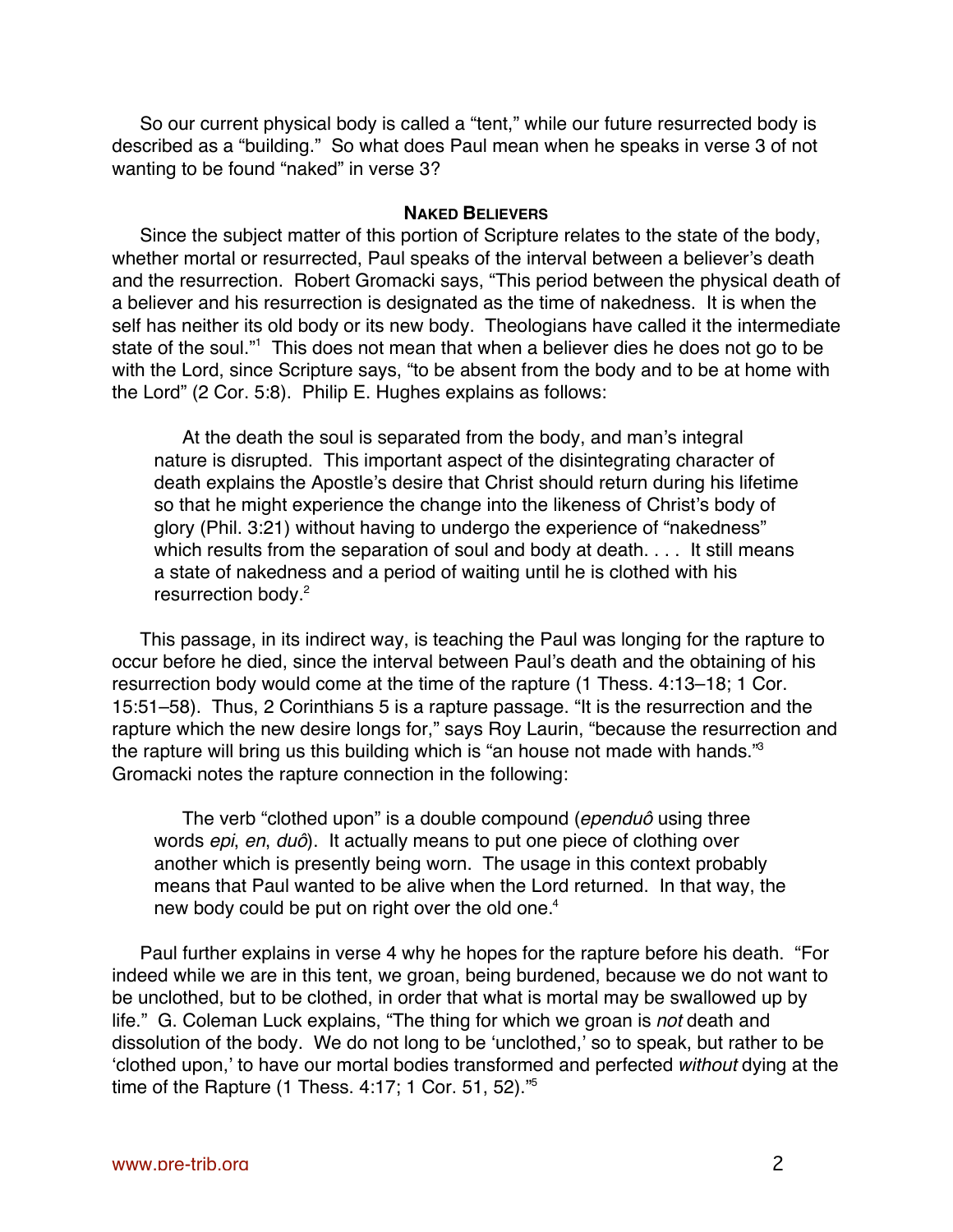So our current physical body is called a “tent,” while our future resurrected body is described as a “building.” So what does Paul mean when he speaks in verse 3 of not wanting to be found “naked” in verse 3?

## Naked Believers

Since the subject matter of this portion of Scripture relates to the state of the body, whether mortal or resurrected, Paul speaks of the interval between a believer’s death and the resurrection. Robert Gromacki says, “This period between the physical death of a believer and his resurrection is designated as the time of nakedness. It is when the self has neither its old body or its new body. Theologians have called it the intermediate state of the soul.”[1] This does not mean that when a believer dies he does not go to be with the Lord, since Scripture says, “to be absent from the body and to be at home with the Lord” (2 Cor. 5:8). Philip E. Hughes explains as follows:

> At the death the soul is separated from the body, and man’s integral nature is disrupted. This important aspect of the disintegrating character of death explains the Apostle’s desire that Christ should return during his lifetime so that he might experience the change into the likeness of Christ’s body of glory (Phil. 3:21) without having to undergo the experience of “nakedness” which results from the separation of soul and body at death. . . . It still means a state of nakedness and a period of waiting until he is clothed with his resurrection body.[2]

This passage, in its indirect way, is teaching the Paul was longing for the rapture to occur before he died, since the interval between Paul’s death and the obtaining of his resurrection body would come at the time of the rapture (1 Thess. 4:13–18; 1 Cor. 15:51–58). Thus, 2 Corinthians 5 is a rapture passage. “It is the resurrection and the rapture which the new desire longs for,” says Roy Laurin, “because the resurrection and the rapture will bring us this building which is “an house not made with hands.”[3] Gromacki notes the rapture connection in the following:

> The verb “clothed upon” is a double compound (*ependuô* using three words *epi*, *en*, *duô*). It actually means to put one piece of clothing over another which is presently being worn. The usage in this context probably means that Paul wanted to be alive when the Lord returned. In that way, the new body could be put on right over the old one.[4]

Paul further explains in verse 4 why he hopes for the rapture before his death. “For indeed while we are in this tent, we groan, being burdened, because we do not want to be unclothed, but to be clothed, in order that what is mortal may be swallowed up by life.” G. Coleman Luck explains, “The thing for which we groan is *not* death and dissolution of the body. We do not long to be ‘unclothed,’ so to speak, but rather to be ‘clothed upon,’ to have our mortal bodies transformed and perfected *without* dying at the time of the Rapture (1 Thess. 4:17; 1 Cor. 51, 52).”[5]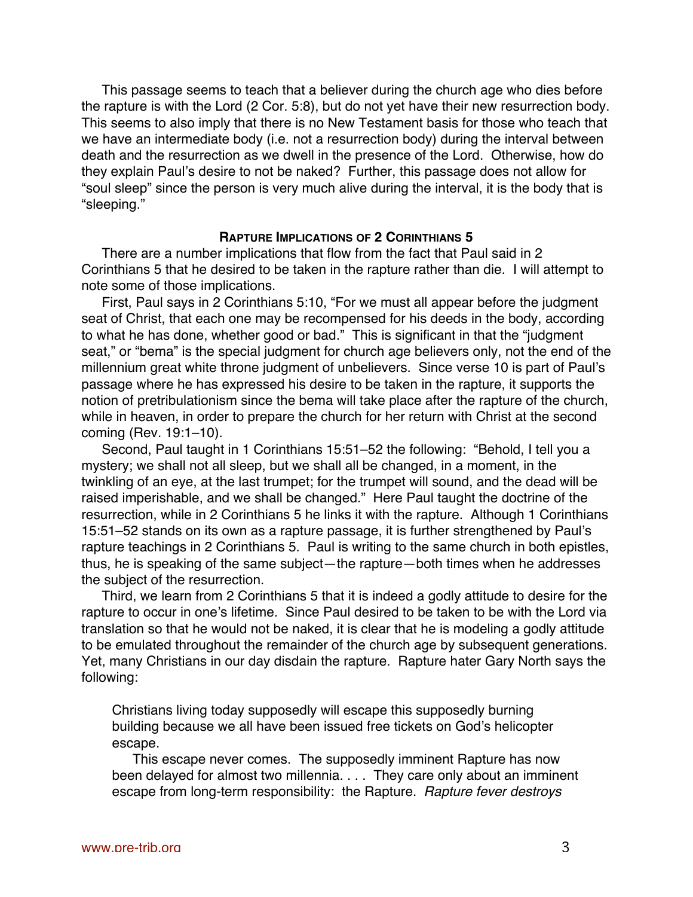This passage seems to teach that a believer during the church age who dies before the rapture is with the Lord (2 Cor. 5:8), but do not yet have their new resurrection body. This seems to also imply that there is no New Testament basis for those who teach that we have an intermediate body (i.e. not a resurrection body) during the interval between death and the resurrection as we dwell in the presence of the Lord. Otherwise, how do they explain Paul's desire to not be naked? Further, this passage does not allow for "soul sleep" since the person is very much alive during the interval, it is the body that is "sleeping."

### RAPTURE IMPLICATIONS OF 2 CORINTHIANS 5

There are a number implications that flow from the fact that Paul said in 2 Corinthians 5 that he desired to be taken in the rapture rather than die. I will attempt to note some of those implications.

First, Paul says in 2 Corinthians 5:10, "For we must all appear before the judgment seat of Christ, that each one may be recompensed for his deeds in the body, according to what he has done, whether good or bad." This is significant in that the "judgment seat," or "bema" is the special judgment for church age believers only, not the end of the millennium great white throne judgment of unbelievers. Since verse 10 is part of Paul's passage where he has expressed his desire to be taken in the rapture, it supports the notion of pretribulationism since the bema will take place after the rapture of the church, while in heaven, in order to prepare the church for her return with Christ at the second coming (Rev. 19:1–10).

Second, Paul taught in 1 Corinthians 15:51–52 the following: "Behold, I tell you a mystery; we shall not all sleep, but we shall all be changed, in a moment, in the twinkling of an eye, at the last trumpet; for the trumpet will sound, and the dead will be raised imperishable, and we shall be changed." Here Paul taught the doctrine of the resurrection, while in 2 Corinthians 5 he links it with the rapture. Although 1 Corinthians 15:51–52 stands on its own as a rapture passage, it is further strengthened by Paul's rapture teachings in 2 Corinthians 5. Paul is writing to the same church in both epistles, thus, he is speaking of the same subject—the rapture—both times when he addresses the subject of the resurrection.

Third, we learn from 2 Corinthians 5 that it is indeed a godly attitude to desire for the rapture to occur in one's lifetime. Since Paul desired to be taken to be with the Lord via translation so that he would not be naked, it is clear that he is modeling a godly attitude to be emulated throughout the remainder of the church age by subsequent generations. Yet, many Christians in our day disdain the rapture. Rapture hater Gary North says the following:

> Christians living today supposedly will escape this supposedly burning building because we all have been issued free tickets on God's helicopter escape.
>
> This escape never comes. The supposedly imminent Rapture has now been delayed for almost two millennia. . . . They care only about an imminent escape from long-term responsibility: the Rapture. *Rapture fever destroys*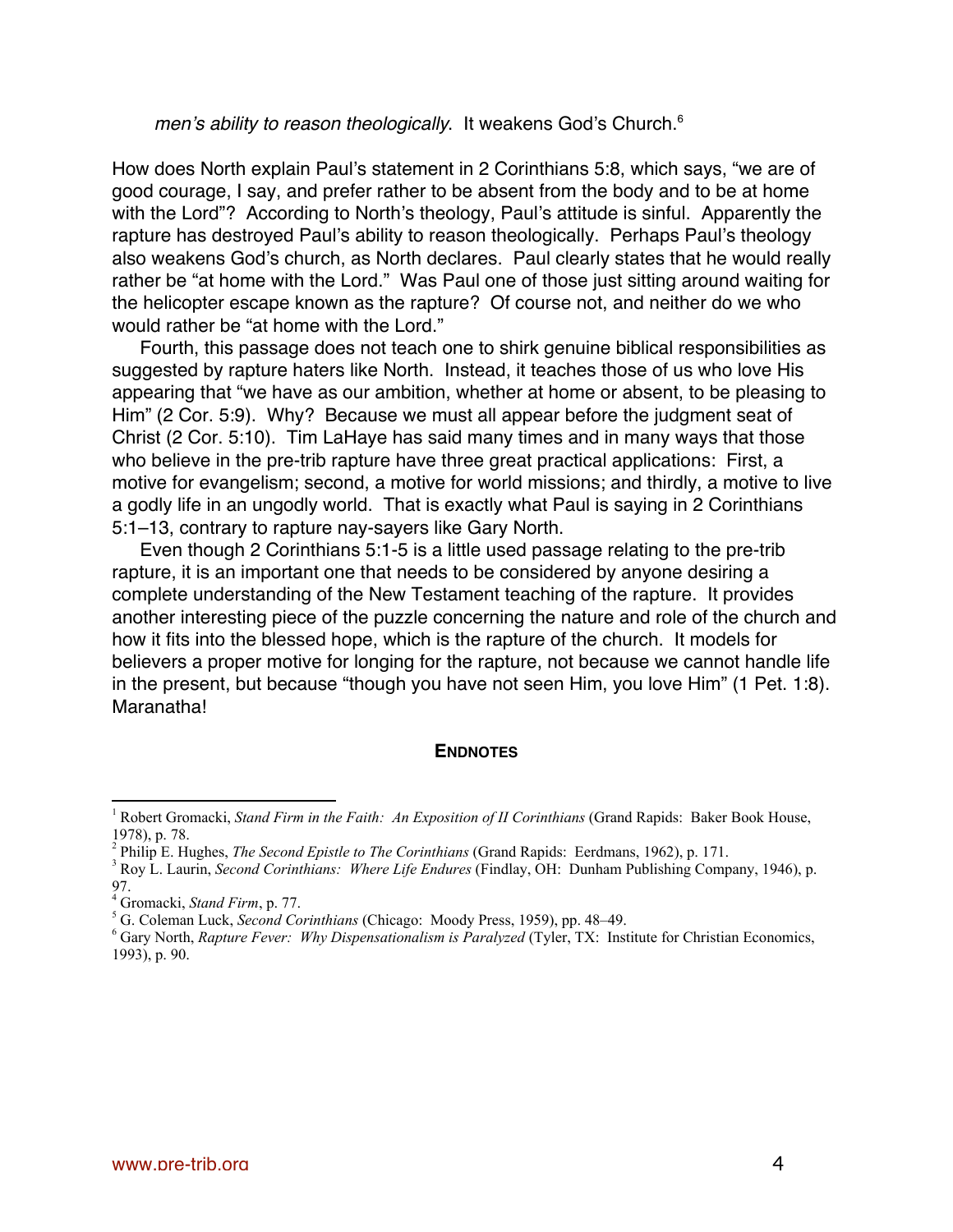*men's ability to reason theologically*. It weakens God's Church.[6]

How does North explain Paul's statement in 2 Corinthians 5:8, which says, "we are of good courage, I say, and prefer rather to be absent from the body and to be at home with the Lord"? According to North's theology, Paul's attitude is sinful. Apparently the rapture has destroyed Paul's ability to reason theologically. Perhaps Paul's theology also weakens God's church, as North declares. Paul clearly states that he would really rather be "at home with the Lord." Was Paul one of those just sitting around waiting for the helicopter escape known as the rapture? Of course not, and neither do we who would rather be "at home with the Lord."

Fourth, this passage does not teach one to shirk genuine biblical responsibilities as suggested by rapture haters like North. Instead, it teaches those of us who love His appearing that "we have as our ambition, whether at home or absent, to be pleasing to Him" (2 Cor. 5:9). Why? Because we must all appear before the judgment seat of Christ (2 Cor. 5:10). Tim LaHaye has said many times and in many ways that those who believe in the pre-trib rapture have three great practical applications: First, a motive for evangelism; second, a motive for world missions; and thirdly, a motive to live a godly life in an ungodly world. That is exactly what Paul is saying in 2 Corinthians 5:1–13, contrary to rapture nay-sayers like Gary North.

Even though 2 Corinthians 5:1-5 is a little used passage relating to the pre-trib rapture, it is an important one that needs to be considered by anyone desiring a complete understanding of the New Testament teaching of the rapture. It provides another interesting piece of the puzzle concerning the nature and role of the church and how it fits into the blessed hope, which is the rapture of the church. It models for believers a proper motive for longing for the rapture, not because we cannot handle life in the present, but because "though you have not seen Him, you love Him" (1 Pet. 1:8). Maranatha!

## ENDNOTES

[1] Robert Gromacki, *Stand Firm in the Faith: An Exposition of II Corinthians* (Grand Rapids: Baker Book House, 1978), p. 78.

[2] Philip E. Hughes, *The Second Epistle to The Corinthians* (Grand Rapids: Eerdmans, 1962), p. 171.

[3] Roy L. Laurin, *Second Corinthians: Where Life Endures* (Findlay, OH: Dunham Publishing Company, 1946), p. 97.

[4] Gromacki, *Stand Firm*, p. 77.

[5] G. Coleman Luck, *Second Corinthians* (Chicago: Moody Press, 1959), pp. 48–49.

[6] Gary North, *Rapture Fever: Why Dispensationalism is Paralyzed* (Tyler, TX: Institute for Christian Economics, 1993), p. 90.